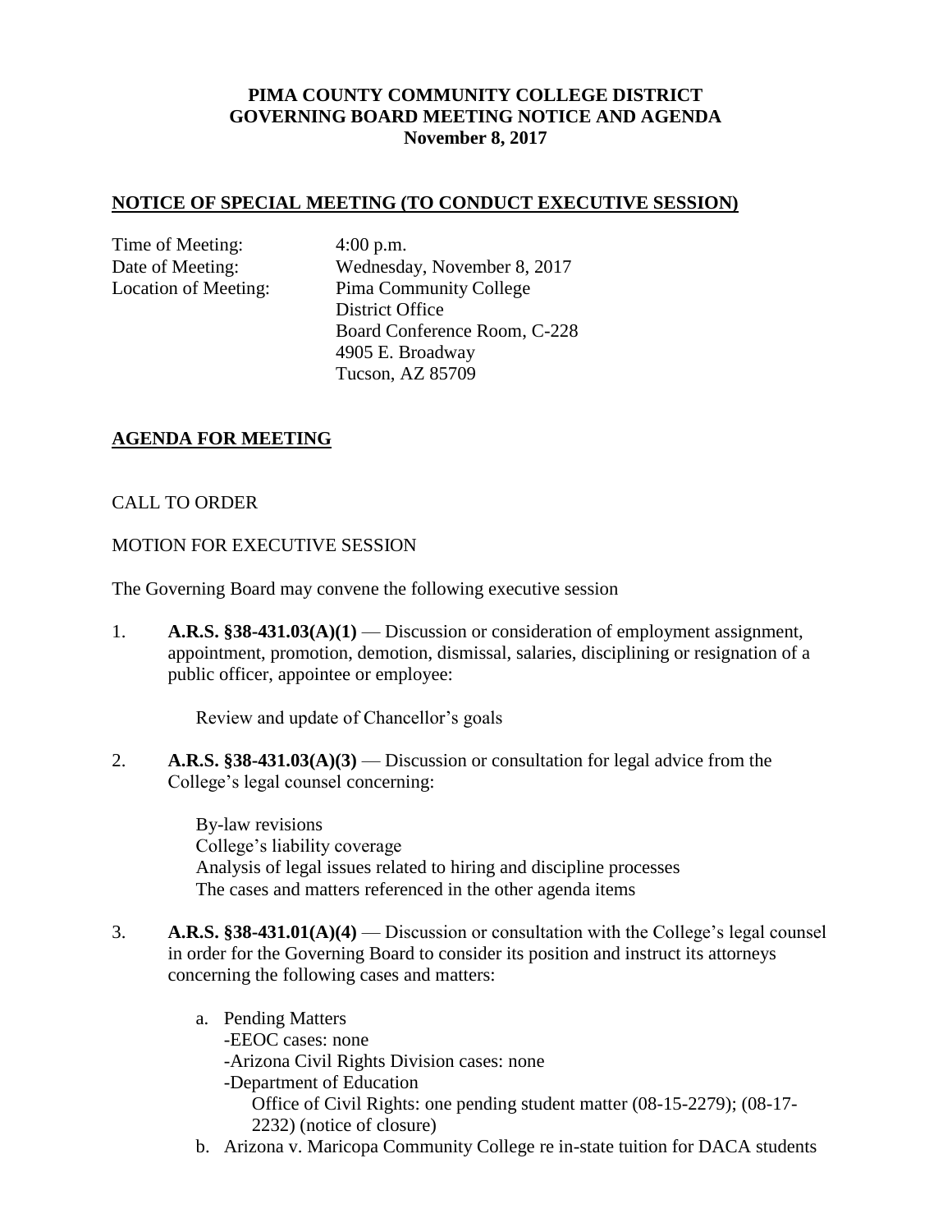**PIMA COUNTY COMMUNITY COLLEGE DISTRICT**
**GOVERNING BOARD MEETING NOTICE AND AGENDA**
**November 8, 2017**

## NOTICE OF SPECIAL MEETING (TO CONDUCT EXECUTIVE SESSION)

Time of Meeting: 4:00 p.m.
Date of Meeting: Wednesday, November 8, 2017
Location of Meeting: Pima Community College
District Office
Board Conference Room, C-228
4905 E. Broadway
Tucson, AZ 85709

## AGENDA FOR MEETING

CALL TO ORDER

MOTION FOR EXECUTIVE SESSION

The Governing Board may convene the following executive session

1. **A.R.S. §38-431.03(A)(1)** — Discussion or consideration of employment assignment, appointment, promotion, demotion, dismissal, salaries, disciplining or resignation of a public officer, appointee or employee:

   Review and update of Chancellor's goals

2. **A.R.S. §38-431.03(A)(3)** — Discussion or consultation for legal advice from the College's legal counsel concerning:

   By-law revisions
   College's liability coverage
   Analysis of legal issues related to hiring and discipline processes
   The cases and matters referenced in the other agenda items

3. **A.R.S. §38-431.01(A)(4)** — Discussion or consultation with the College's legal counsel in order for the Governing Board to consider its position and instruct its attorneys concerning the following cases and matters:

   a. Pending Matters
      -EEOC cases: none
      -Arizona Civil Rights Division cases: none
      -Department of Education
         Office of Civil Rights: one pending student matter (08-15-2279); (08-17-2232) (notice of closure)
   b. Arizona v. Maricopa Community College re in-state tuition for DACA students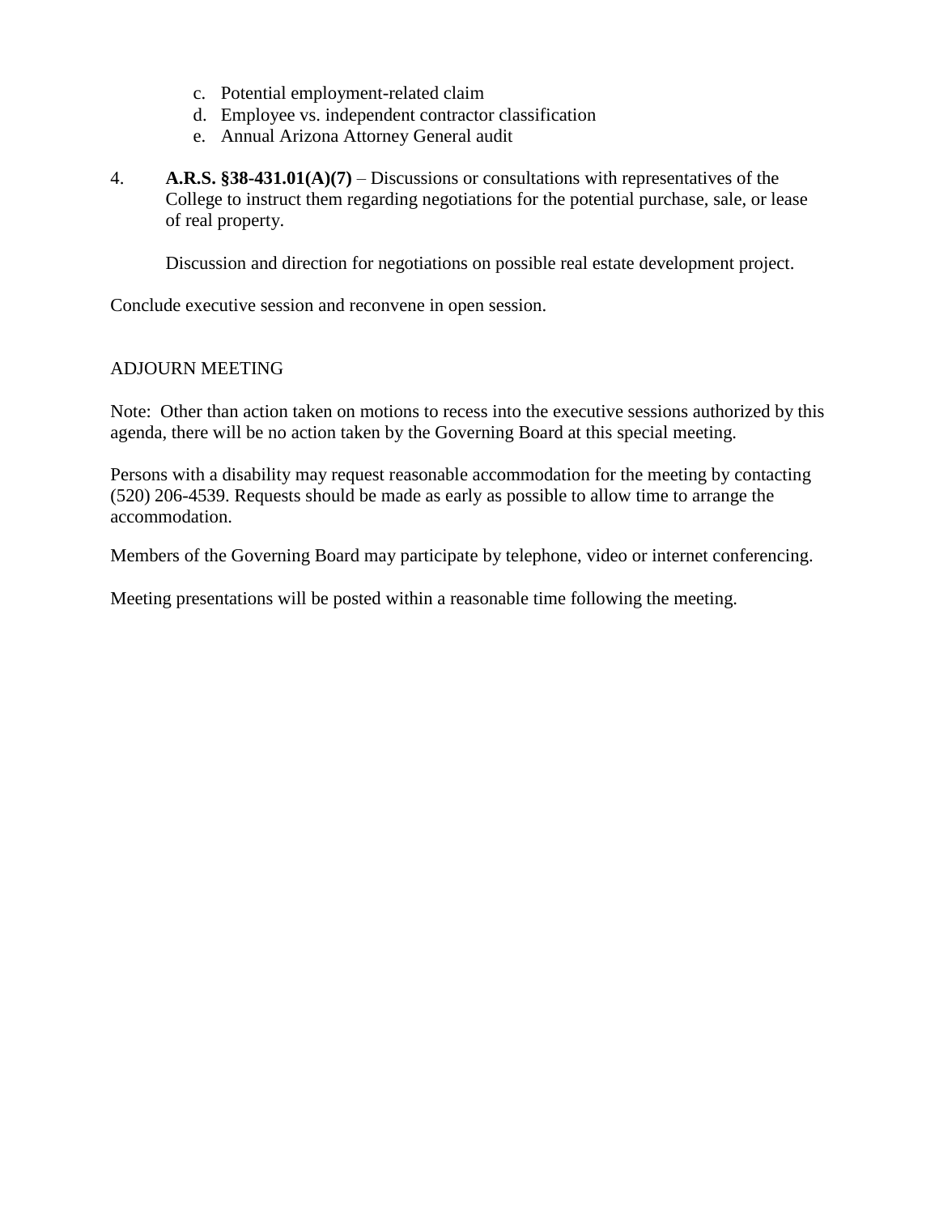c. Potential employment-related claim
d. Employee vs. independent contractor classification
e. Annual Arizona Attorney General audit

4. **A.R.S. §38-431.01(A)(7)** – Discussions or consultations with representatives of the College to instruct them regarding negotiations for the potential purchase, sale, or lease of real property.

   Discussion and direction for negotiations on possible real estate development project.

Conclude executive session and reconvene in open session.

ADJOURN MEETING

Note: Other than action taken on motions to recess into the executive sessions authorized by this agenda, there will be no action taken by the Governing Board at this special meeting.

Persons with a disability may request reasonable accommodation for the meeting by contacting (520) 206-4539. Requests should be made as early as possible to allow time to arrange the accommodation.

Members of the Governing Board may participate by telephone, video or internet conferencing.

Meeting presentations will be posted within a reasonable time following the meeting.